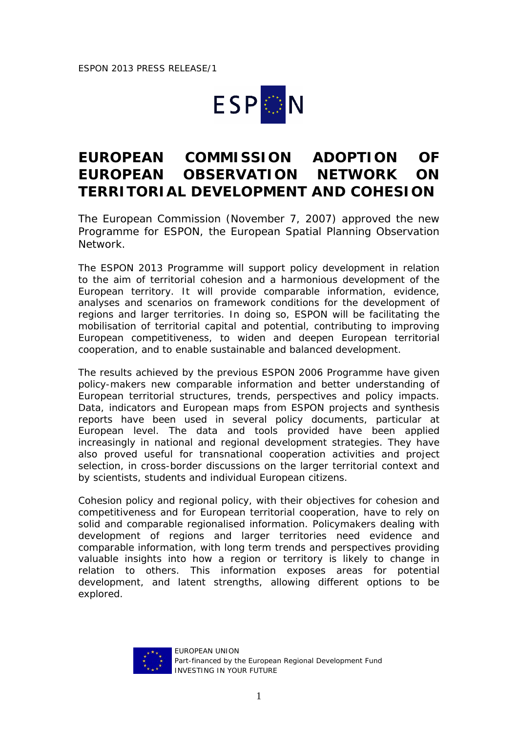ESPON 2013 PRESS RELEASE/1

# EUROPEAN COMMISSION ADOPTION OF EUROPEAN OBSERVATION NETWORK ON TERRITORIAL DEVELOPMENT AND COHESION

The European Commission (November 7, 2007) approved the new Programme for ESPON, the European Spatial Planning Observation Network.

The ESPON 2013 Programme will support policy development in relation to the aim of territorial cohesion and a harmonious development of the European territory. It will provide comparable information, evidence, analyses and scenarios on framework conditions for the development of regions and larger territories. In doing so, ESPON will be facilitating the mobilisation of territorial capital and potential, contributing to improving European competitiveness, to widen and deepen European territorial cooperation, and to enable sustainable and balanced development.

The results achieved by the previous ESPON 2006 Programme have given policy-makers new comparable information and better understanding of European territorial structures, trends, perspectives and policy impacts. Data, indicators and European maps from ESPON projects and synthesis reports have been used in several policy documents, particular at European level. The data and tools provided have been applied increasingly in national and regional development strategies. They have also proved useful for transnational cooperation activities and project selection, in cross-border discussions on the larger territorial context and by scientists, students and individual European citizens.

Cohesion policy and regional policy, with their objectives for cohesion and competitiveness and for European territorial cooperation, have to rely on solid and comparable regionalised information. Policymakers dealing with development of regions and larger territories need evidence and comparable information, with long term trends and perspectives providing valuable insights into how a region or territory is likely to change in relation to others. This information exposes areas for potential development, and latent strengths, allowing different options to be explored.

EUROPEAN UNION
Part-financed by the European Regional Development Fund
INVESTING IN YOUR FUTURE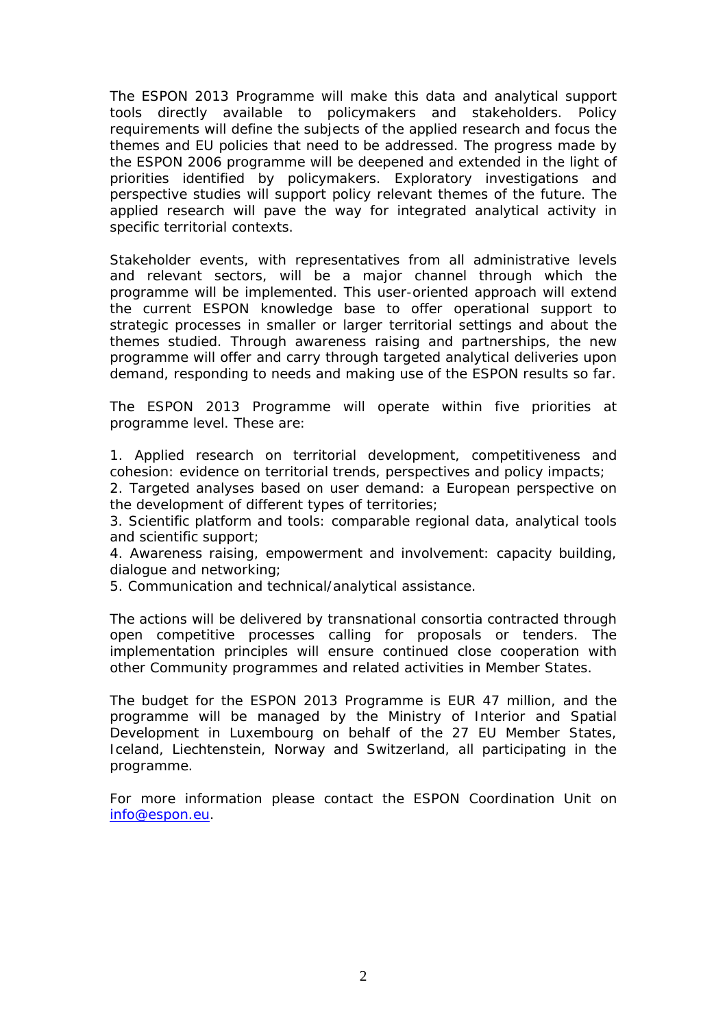The ESPON 2013 Programme will make this data and analytical support tools directly available to policymakers and stakeholders. Policy requirements will define the subjects of the applied research and focus the themes and EU policies that need to be addressed. The progress made by the ESPON 2006 programme will be deepened and extended in the light of priorities identified by policymakers. Exploratory investigations and perspective studies will support policy relevant themes of the future. The applied research will pave the way for integrated analytical activity in specific territorial contexts.

Stakeholder events, with representatives from all administrative levels and relevant sectors, will be a major channel through which the programme will be implemented. This user-oriented approach will extend the current ESPON knowledge base to offer operational support to strategic processes in smaller or larger territorial settings and about the themes studied. Through awareness raising and partnerships, the new programme will offer and carry through targeted analytical deliveries upon demand, responding to needs and making use of the ESPON results so far.

The ESPON 2013 Programme will operate within five priorities at programme level. These are:

1. Applied research on territorial development, competitiveness and cohesion: evidence on territorial trends, perspectives and policy impacts;
2. Targeted analyses based on user demand: a European perspective on the development of different types of territories;
3. Scientific platform and tools: comparable regional data, analytical tools and scientific support;
4. Awareness raising, empowerment and involvement: capacity building, dialogue and networking;
5. Communication and technical/analytical assistance.

The actions will be delivered by transnational consortia contracted through open competitive processes calling for proposals or tenders. The implementation principles will ensure continued close cooperation with other Community programmes and related activities in Member States.

The budget for the ESPON 2013 Programme is EUR 47 million, and the programme will be managed by the Ministry of Interior and Spatial Development in Luxembourg on behalf of the 27 EU Member States, Iceland, Liechtenstein, Norway and Switzerland, all participating in the programme.

For more information please contact the ESPON Coordination Unit on info@espon.eu.